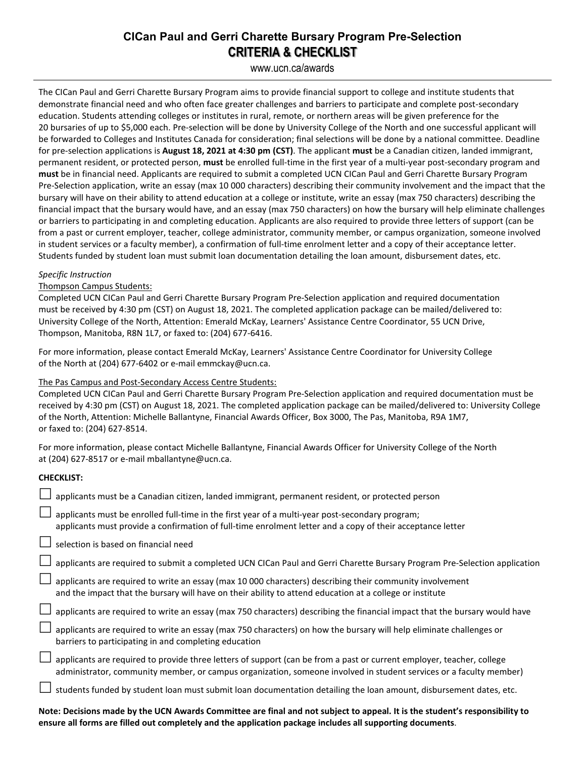# CICan Paul and Gerri Charette Bursary Program Pre-Selection

## CRITERIA & CHECKLIST

www.ucn.ca/awards

---

The CICan Paul and Gerri Charette Bursary Program aims to provide financial support to college and institute students that demonstrate financial need and who often face greater challenges and barriers to participate and complete post-secondary education. Students attending colleges or institutes in rural, remote, or northern areas will be given preference for the 20 bursaries of up to $5,000 each. Pre-selection will be done by University College of the North and one successful applicant will be forwarded to Colleges and Institutes Canada for consideration; final selections will be done by a national committee. Deadline for pre-selection applications is **August 18, 2021 at 4:30 pm (CST)**. The applicant **must** be a Canadian citizen, landed immigrant, permanent resident, or protected person, **must** be enrolled full-time in the first year of a multi-year post-secondary program and **must** be in financial need. Applicants are required to submit a completed UCN CICan Paul and Gerri Charette Bursary Program Pre-Selection application, write an essay (max 10 000 characters) describing their community involvement and the impact that the bursary will have on their ability to attend education at a college or institute, write an essay (max 750 characters) describing the financial impact that the bursary would have, and an essay (max 750 characters) on how the bursary will help eliminate challenges or barriers to participating in and completing education. Applicants are also required to provide three letters of support (can be from a past or current employer, teacher, college administrator, community member, or campus organization, someone involved in student services or a faculty member), a confirmation of full-time enrolment letter and a copy of their acceptance letter. Students funded by student loan must submit loan documentation detailing the loan amount, disbursement dates, etc.

*Specific Instruction*

Thompson Campus Students:

Completed UCN CICan Paul and Gerri Charette Bursary Program Pre-Selection application and required documentation must be received by 4:30 pm (CST) on August 18, 2021. The completed application package can be mailed/delivered to: University College of the North, Attention: Emerald McKay, Learners' Assistance Centre Coordinator, 55 UCN Drive, Thompson, Manitoba, R8N 1L7, or faxed to: (204) 677-6416.

For more information, please contact Emerald McKay, Learners' Assistance Centre Coordinator for University College of the North at (204) 677-6402 or e-mail emmckay@ucn.ca.

The Pas Campus and Post-Secondary Access Centre Students:

Completed UCN CICan Paul and Gerri Charette Bursary Program Pre-Selection application and required documentation must be received by 4:30 pm (CST) on August 18, 2021. The completed application package can be mailed/delivered to: University College of the North, Attention: Michelle Ballantyne, Financial Awards Officer, Box 3000, The Pas, Manitoba, R9A 1M7, or faxed to: (204) 627-8514.

For more information, please contact Michelle Ballantyne, Financial Awards Officer for University College of the North at (204) 627-8517 or e-mail mballantyne@ucn.ca.

**CHECKLIST:**

- ☐ applicants must be a Canadian citizen, landed immigrant, permanent resident, or protected person
- ☐ applicants must be enrolled full-time in the first year of a multi-year post-secondary program; applicants must provide a confirmation of full-time enrolment letter and a copy of their acceptance letter
- ☐ selection is based on financial need
- ☐ applicants are required to submit a completed UCN CICan Paul and Gerri Charette Bursary Program Pre-Selection application
- ☐ applicants are required to write an essay (max 10 000 characters) describing their community involvement and the impact that the bursary will have on their ability to attend education at a college or institute
- ☐ applicants are required to write an essay (max 750 characters) describing the financial impact that the bursary would have
- ☐ applicants are required to write an essay (max 750 characters) on how the bursary will help eliminate challenges or barriers to participating in and completing education
- ☐ applicants are required to provide three letters of support (can be from a past or current employer, teacher, college administrator, community member, or campus organization, someone involved in student services or a faculty member)
- ☐ students funded by student loan must submit loan documentation detailing the loan amount, disbursement dates, etc.

**Note: Decisions made by the UCN Awards Committee are final and not subject to appeal. It is the student's responsibility to ensure all forms are filled out completely and the application package includes all supporting documents**.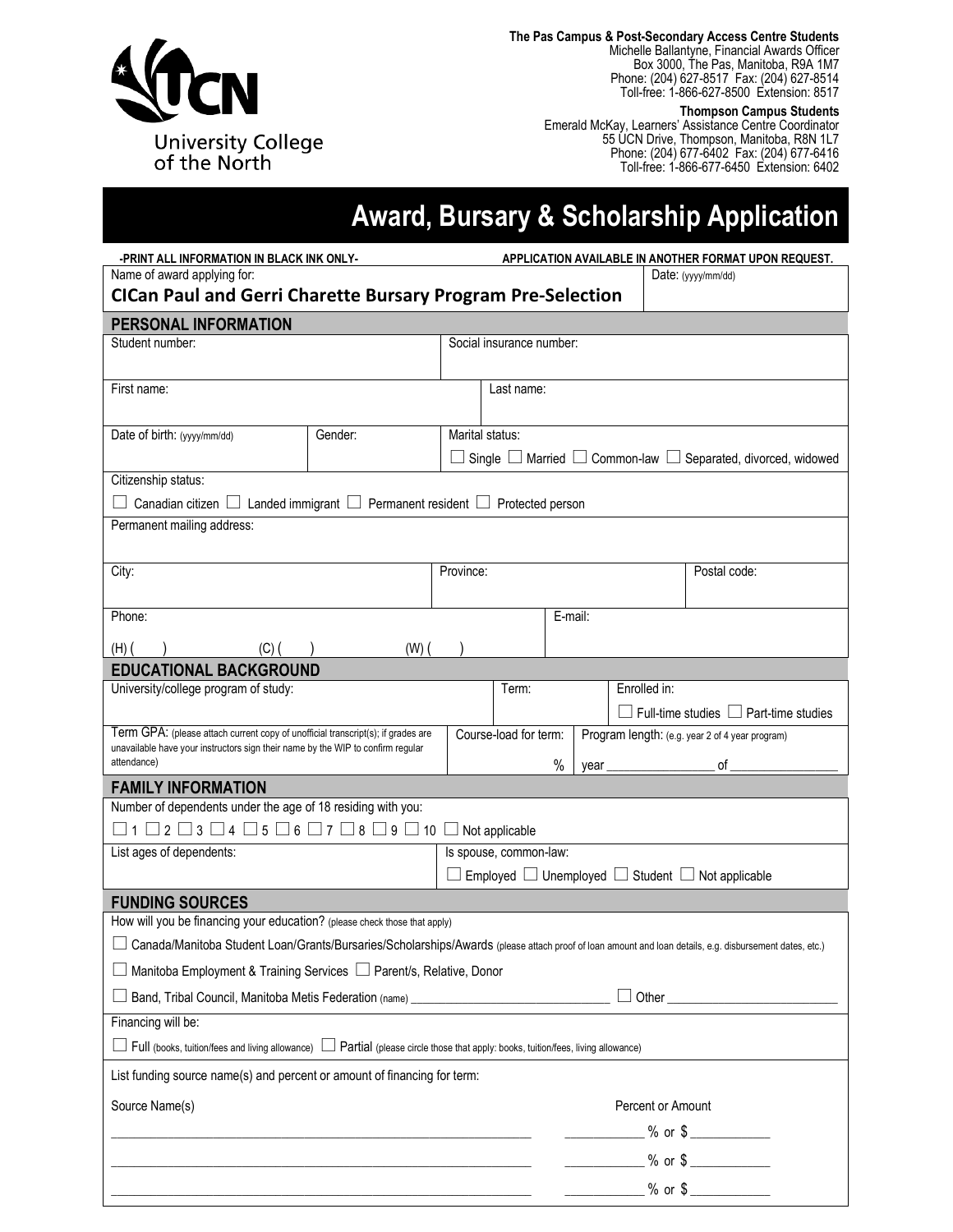University College of the North

**The Pas Campus & Post-Secondary Access Centre Students**
Michelle Ballantyne, Financial Awards Officer
Box 3000, The Pas, Manitoba, R9A 1M7
Phone: (204) 627-8517 Fax: (204) 627-8514
Toll-free: 1-866-627-8500 Extension: 8517

**Thompson Campus Students**
Emerald McKay, Learners' Assistance Centre Coordinator
55 UCN Drive, Thompson, Manitoba, R8N 1L7
Phone: (204) 677-6402 Fax: (204) 677-6416
Toll-free: 1-866-677-6450 Extension: 6402

# Award, Bursary & Scholarship Application

**-PRINT ALL INFORMATION IN BLACK INK ONLY-** **APPLICATION AVAILABLE IN ANOTHER FORMAT UPON REQUEST.**

Name of award applying for:
**CICan Paul and Gerri Charette Bursary Program Pre-Selection**

Date: (yyyy/mm/dd)

## PERSONAL INFORMATION

Student number:

Social insurance number:

First name:

Last name:

Date of birth: (yyyy/mm/dd)

Gender:

Marital status:
☐ Single ☐ Married ☐ Common-law ☐ Separated, divorced, widowed

Citizenship status:
☐ Canadian citizen ☐ Landed immigrant ☐ Permanent resident ☐ Protected person

Permanent mailing address:

City:

Province:

Postal code:

Phone:
(H) (  ) (C) (  ) (W) (  )

E-mail:

## EDUCATIONAL BACKGROUND

University/college program of study:

Term:

Enrolled in:
☐ Full-time studies ☐ Part-time studies

Term GPA: (please attach current copy of unofficial transcript(s); if grades are unavailable have your instructors sign their name by the WIP to confirm regular attendance)

Course-load for term: %

Program length: (e.g. year 2 of 4 year program)
year ________________ of ________________

## FAMILY INFORMATION

Number of dependents under the age of 18 residing with you:
☐ 1 ☐ 2 ☐ 3 ☐ 4 ☐ 5 ☐ 6 ☐ 7 ☐ 8 ☐ 9 ☐ 10 ☐ Not applicable

List ages of dependents:

Is spouse, common-law:
☐ Employed ☐ Unemployed ☐ Student ☐ Not applicable

## FUNDING SOURCES

How will you be financing your education? (please check those that apply)

☐ Canada/Manitoba Student Loan/Grants/Bursaries/Scholarships/Awards (please attach proof of loan amount and loan details, e.g. disbursement dates, etc.)

☐ Manitoba Employment & Training Services ☐ Parent/s, Relative, Donor

☐ Band, Tribal Council, Manitoba Metis Federation (name) ______________________________ ☐ Other __________________________

Financing will be:

☐ Full (books, tuition/fees and living allowance) ☐ Partial (please circle those that apply: books, tuition/fees, living allowance)

List funding source name(s) and percent or amount of financing for term:

| Source Name(s) | Percent or Amount |
| --- | --- |
| ____________________________________________ | ___________ % or $ ___________ |
| ____________________________________________ | ___________ % or $ ___________ |
| ____________________________________________ | ___________ % or $ ___________ |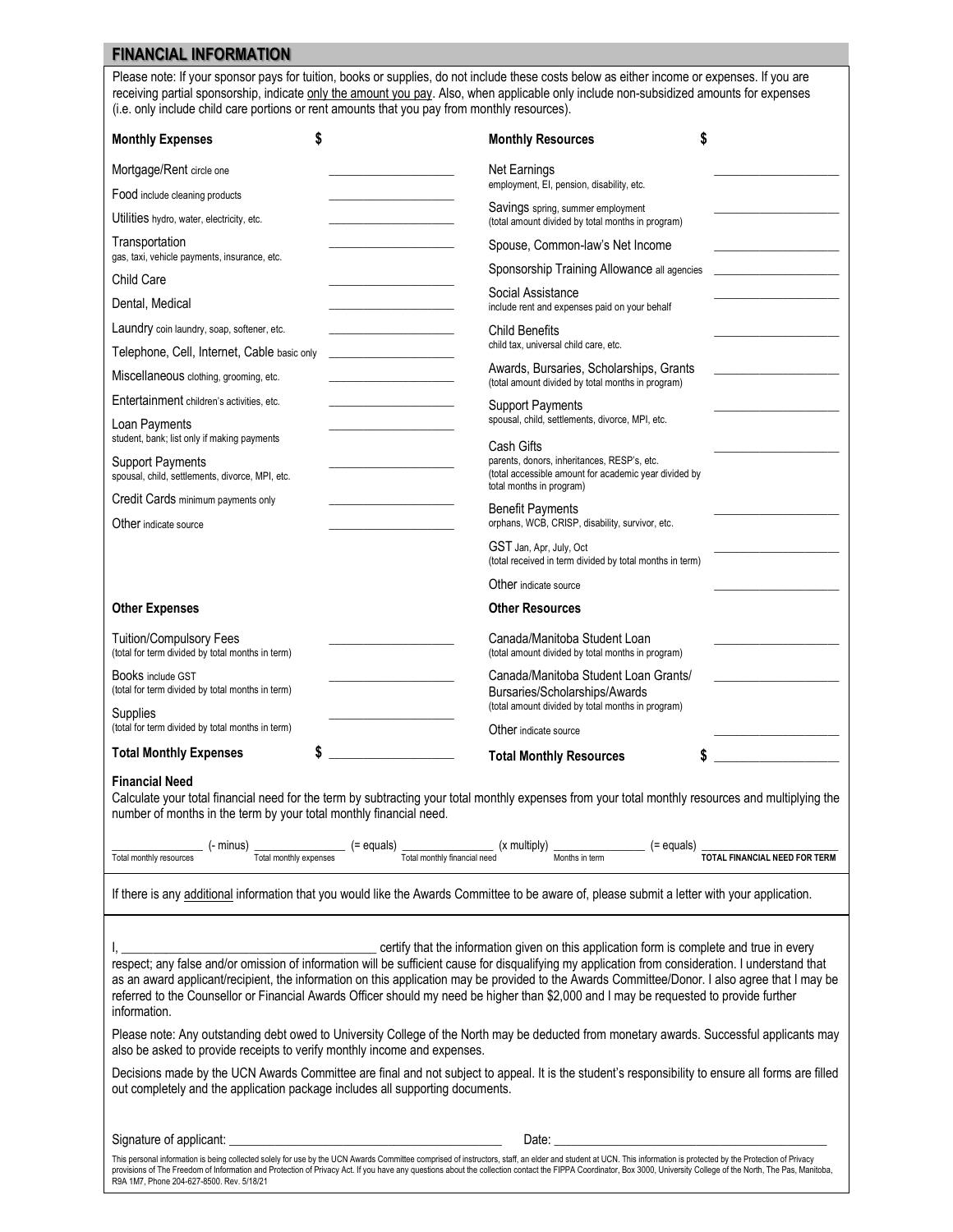## FINANCIAL INFORMATION

Please note: If your sponsor pays for tuition, books or supplies, do not include these costs below as either income or expenses. If you are receiving partial sponsorship, indicate only the amount you pay. Also, when applicable only include non-subsidized amounts for expenses (i.e. only include child care portions or rent amounts that you pay from monthly resources).

| Monthly Expenses | $ | Monthly Resources | $ |
|---|---|---|---|
| Mortgage/Rent circle one | ____________ | Net Earnings employment, EI, pension, disability, etc. | ____________ |
| Food include cleaning products | ____________ | Savings spring, summer employment (total amount divided by total months in program) | ____________ |
| Utilities hydro, water, electricity, etc. | ____________ | Spouse, Common-law's Net Income | ____________ |
| Transportation gas, taxi, vehicle payments, insurance, etc. | ____________ | Sponsorship Training Allowance all agencies | ____________ |
| Child Care | ____________ | Social Assistance include rent and expenses paid on your behalf | ____________ |
| Dental, Medical | ____________ | Child Benefits child tax, universal child care, etc. | ____________ |
| Laundry coin laundry, soap, softener, etc. | ____________ | Awards, Bursaries, Scholarships, Grants (total amount divided by total months in program) | ____________ |
| Telephone, Cell, Internet, Cable basic only | ____________ | Support Payments spousal, child, settlements, divorce, MPI, etc. | ____________ |
| Miscellaneous clothing, grooming, etc. | ____________ | Cash Gifts parents, donors, inheritances, RESP's, etc. (total accessible amount for academic year divided by total months in program) | ____________ |
| Entertainment children's activities, etc. | ____________ | Benefit Payments orphans, WCB, CRISP, disability, survivor, etc. | ____________ |
| Loan Payments student, bank; list only if making payments | ____________ | GST Jan, Apr, July, Oct (total received in term divided by total months in term) | ____________ |
| Support Payments spousal, child, settlements, divorce, MPI, etc. | ____________ | Other indicate source | ____________ |
| Credit Cards minimum payments only | ____________ | | |
| Other indicate source | ____________ | | |
| **Other Expenses** | | **Other Resources** | |
| Tuition/Compulsory Fees (total for term divided by total months in term) | ____________ | Canada/Manitoba Student Loan (total amount divided by total months in program) | ____________ |
| Books include GST (total for term divided by total months in term) | ____________ | Canada/Manitoba Student Loan Grants/ Bursaries/Scholarships/Awards (total amount divided by total months in program) | ____________ |
| Supplies (total for term divided by total months in term) | ____________ | Other indicate source | ____________ |
| **Total Monthly Expenses** | $ ____________ | **Total Monthly Resources** | $ ____________ |

**Financial Need**

Calculate your total financial need for the term by subtracting your total monthly expenses from your total monthly resources and multiplying the number of months in the term by your total monthly financial need.

____________ (- minus) ____________ (= equals) ____________ (x multiply) ____________ (= equals) ____________

Total monthly resources | Total monthly expenses | Total monthly financial need | Months in term | **TOTAL FINANCIAL NEED FOR TERM**

If there is any additional information that you would like the Awards Committee to be aware of, please submit a letter with your application.

I, ______________________________ certify that the information given on this application form is complete and true in every respect; any false and/or omission of information will be sufficient cause for disqualifying my application from consideration. I understand that as an award applicant/recipient, the information on this application may be provided to the Awards Committee/Donor. I also agree that I may be referred to the Counsellor or Financial Awards Officer should my need be higher than $2,000 and I may be requested to provide further information.

Please note: Any outstanding debt owed to University College of the North may be deducted from monetary awards. Successful applicants may also be asked to provide receipts to verify monthly income and expenses.

Decisions made by the UCN Awards Committee are final and not subject to appeal. It is the student's responsibility to ensure all forms are filled out completely and the application package includes all supporting documents.

Signature of applicant: ______________________________ Date: ______________________________

This personal information is being collected solely for use by the UCN Awards Committee comprised of instructors, staff, an elder and student at UCN. This information is protected by the Protection of Privacy provisions of The Freedom of Information and Protection of Privacy Act. If you have any questions about the collection contact the FIPPA Coordinator, Box 3000, University College of the North, The Pas, Manitoba, R9A 1M7, Phone 204-627-8500. Rev. 5/18/21